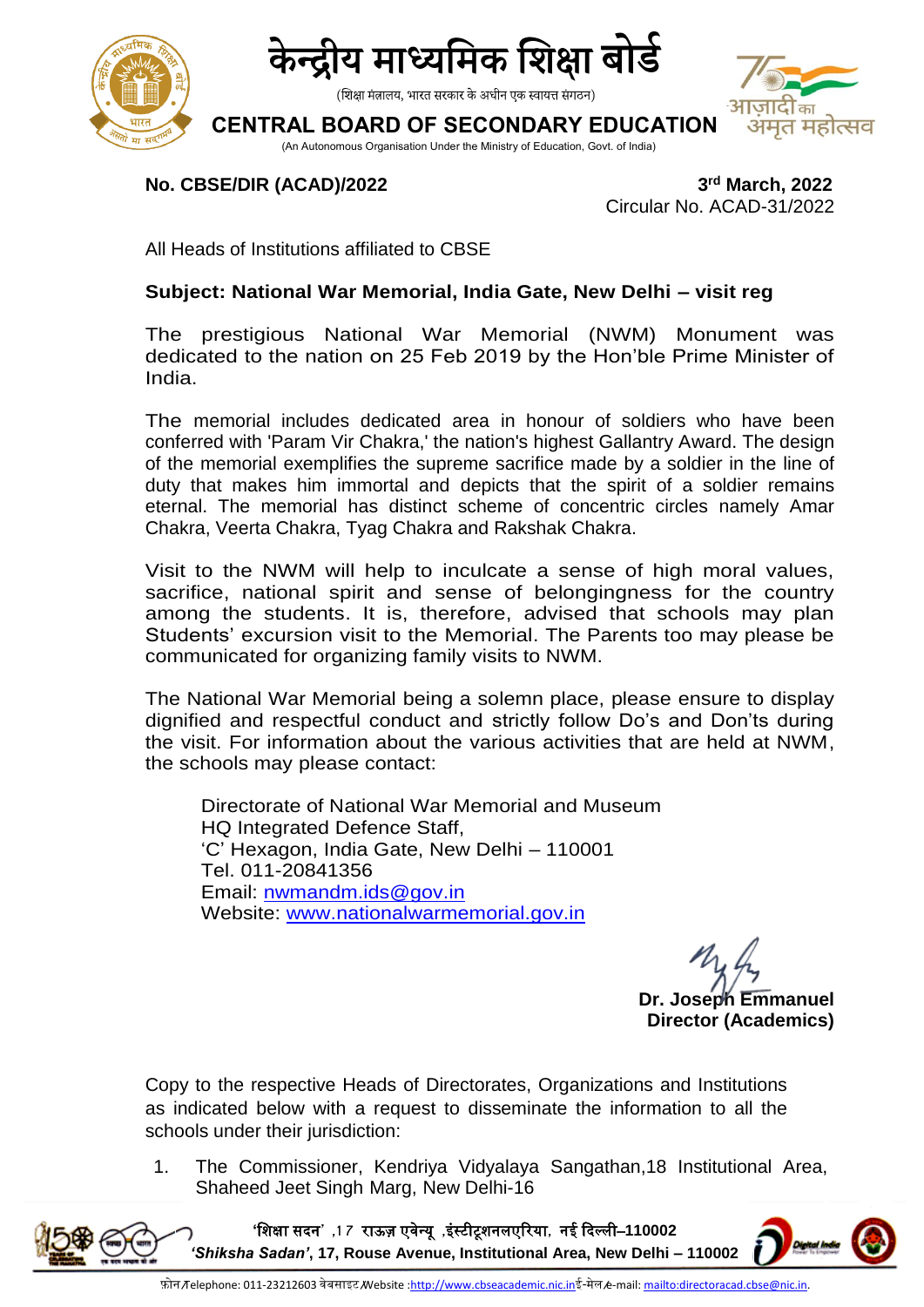# केन्द्रीय माध्यमिक शिक्षा बोर्ड

(शिक्षा मंत्रालय, भारत सरकार के अधीन एक स्वायत्त संगठन)

# CENTRAL BOARD OF SECONDARY EDUCATION

(An Autonomous Organisation Under the Ministry of Education, Govt. of India)

**No. CBSE/DIR (ACAD)/2022** **3rd March, 2022**

Circular No. ACAD-31/2022

All Heads of Institutions affiliated to CBSE

**Subject: National War Memorial, India Gate, New Delhi – visit reg**

The prestigious National War Memorial (NWM) Monument was dedicated to the nation on 25 Feb 2019 by the Hon'ble Prime Minister of India.

The memorial includes dedicated area in honour of soldiers who have been conferred with 'Param Vir Chakra,' the nation's highest Gallantry Award. The design of the memorial exemplifies the supreme sacrifice made by a soldier in the line of duty that makes him immortal and depicts that the spirit of a soldier remains eternal. The memorial has distinct scheme of concentric circles namely Amar Chakra, Veerta Chakra, Tyag Chakra and Rakshak Chakra.

Visit to the NWM will help to inculcate a sense of high moral values, sacrifice, national spirit and sense of belongingness for the country among the students. It is, therefore, advised that schools may plan Students' excursion visit to the Memorial. The Parents too may please be communicated for organizing family visits to NWM.

The National War Memorial being a solemn place, please ensure to display dignified and respectful conduct and strictly follow Do's and Don'ts during the visit. For information about the various activities that are held at NWM, the schools may please contact:

Directorate of National War Memorial and Museum
HQ Integrated Defence Staff,
'C' Hexagon, India Gate, New Delhi – 110001
Tel. 011-20841356
Email: nwmandm.ids@gov.in
Website: www.nationalwarmemorial.gov.in

**Dr. Joseph Emmanuel**
**Director (Academics)**

Copy to the respective Heads of Directorates, Organizations and Institutions as indicated below with a request to disseminate the information to all the schools under their jurisdiction:

1. The Commissioner, Kendriya Vidyalaya Sangathan,18 Institutional Area, Shaheed Jeet Singh Marg, New Delhi-16

**'शिक्षा सदन' ,17 राऊज़ एवेन्यू ,इंस्टीटूशनलएरिया, नई दिल्ली–110002**
***'Shiksha Sadan'*, 17, Rouse Avenue, Institutional Area, New Delhi – 110002**

फ़ोन/Telephone: 011-23212603 वेबसाइट/Website :http://www.cbseacademic.nic.in ई-मेल/e-mail: mailto:directoracad.cbse@nic.in.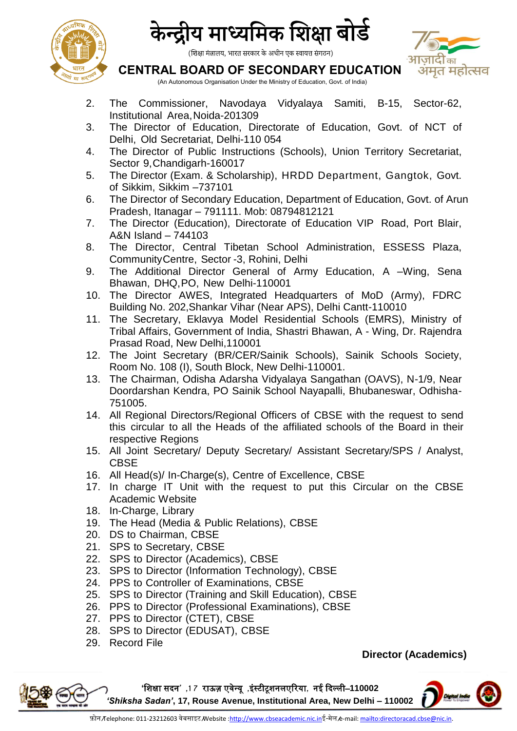2. The Commissioner, Navodaya Vidyalaya Samiti, B-15, Sector-62, Institutional Area, Noida-201309
3. The Director of Education, Directorate of Education, Govt. of NCT of Delhi, Old Secretariat, Delhi-110 054
4. The Director of Public Instructions (Schools), Union Territory Secretariat, Sector 9, Chandigarh-160017
5. The Director (Exam. & Scholarship), HRDD Department, Gangtok, Govt. of Sikkim, Sikkim –737101
6. The Director of Secondary Education, Department of Education, Govt. of Arun Pradesh, Itanagar – 791111. Mob: 08794812121
7. The Director (Education), Directorate of Education VIP Road, Port Blair, A&N Island – 744103
8. The Director, Central Tibetan School Administration, ESSESS Plaza, Community Centre, Sector -3, Rohini, Delhi
9. The Additional Director General of Army Education, A –Wing, Sena Bhawan, DHQ, PO, New Delhi-110001
10. The Director AWES, Integrated Headquarters of MoD (Army), FDRC Building No. 202, Shankar Vihar (Near APS), Delhi Cantt-110010
11. The Secretary, Eklavya Model Residential Schools (EMRS), Ministry of Tribal Affairs, Government of India, Shastri Bhawan, A - Wing, Dr. Rajendra Prasad Road, New Delhi, 110001
12. The Joint Secretary (BR/CER/Sainik Schools), Sainik Schools Society, Room No. 108 (I), South Block, New Delhi-110001.
13. The Chairman, Odisha Adarsha Vidyalaya Sangathan (OAVS), N-1/9, Near Doordarshan Kendra, PO Sainik School Nayapalli, Bhubaneswar, Odhisha-751005.
14. All Regional Directors/Regional Officers of CBSE with the request to send this circular to all the Heads of the affiliated schools of the Board in their respective Regions
15. All Joint Secretary/ Deputy Secretary/ Assistant Secretary/SPS / Analyst, CBSE
16. All Head(s)/ In-Charge(s), Centre of Excellence, CBSE
17. In charge IT Unit with the request to put this Circular on the CBSE Academic Website
18. In-Charge, Library
19. The Head (Media & Public Relations), CBSE
20. DS to Chairman, CBSE
21. SPS to Secretary, CBSE
22. SPS to Director (Academics), CBSE
23. SPS to Director (Information Technology), CBSE
24. PPS to Controller of Examinations, CBSE
25. SPS to Director (Training and Skill Education), CBSE
26. PPS to Director (Professional Examinations), CBSE
27. PPS to Director (CTET), CBSE
28. SPS to Director (EDUSAT), CBSE
29. Record File

**Director (Academics)**